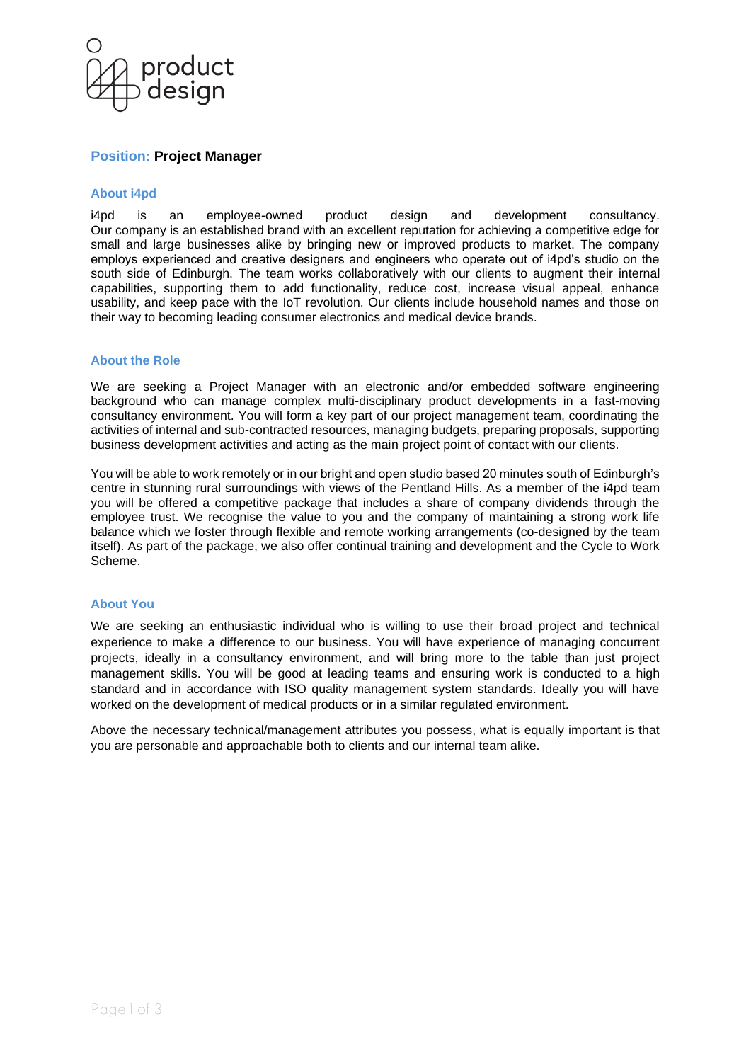**Position: Project Manager**

## About i4pd

i4pd is an employee-owned product design and development consultancy. Our company is an established brand with an excellent reputation for achieving a competitive edge for small and large businesses alike by bringing new or improved products to market. The company employs experienced and creative designers and engineers who operate out of i4pd's studio on the south side of Edinburgh. The team works collaboratively with our clients to augment their internal capabilities, supporting them to add functionality, reduce cost, increase visual appeal, enhance usability, and keep pace with the IoT revolution. Our clients include household names and those on their way to becoming leading consumer electronics and medical device brands.

## About the Role

We are seeking a Project Manager with an electronic and/or embedded software engineering background who can manage complex multi-disciplinary product developments in a fast-moving consultancy environment. You will form a key part of our project management team, coordinating the activities of internal and sub-contracted resources, managing budgets, preparing proposals, supporting business development activities and acting as the main project point of contact with our clients.

You will be able to work remotely or in our bright and open studio based 20 minutes south of Edinburgh's centre in stunning rural surroundings with views of the Pentland Hills. As a member of the i4pd team you will be offered a competitive package that includes a share of company dividends through the employee trust. We recognise the value to you and the company of maintaining a strong work life balance which we foster through flexible and remote working arrangements (co-designed by the team itself). As part of the package, we also offer continual training and development and the Cycle to Work Scheme.

## About You

We are seeking an enthusiastic individual who is willing to use their broad project and technical experience to make a difference to our business. You will have experience of managing concurrent projects, ideally in a consultancy environment, and will bring more to the table than just project management skills. You will be good at leading teams and ensuring work is conducted to a high standard and in accordance with ISO quality management system standards. Ideally you will have worked on the development of medical products or in a similar regulated environment.

Above the necessary technical/management attributes you possess, what is equally important is that you are personable and approachable both to clients and our internal team alike.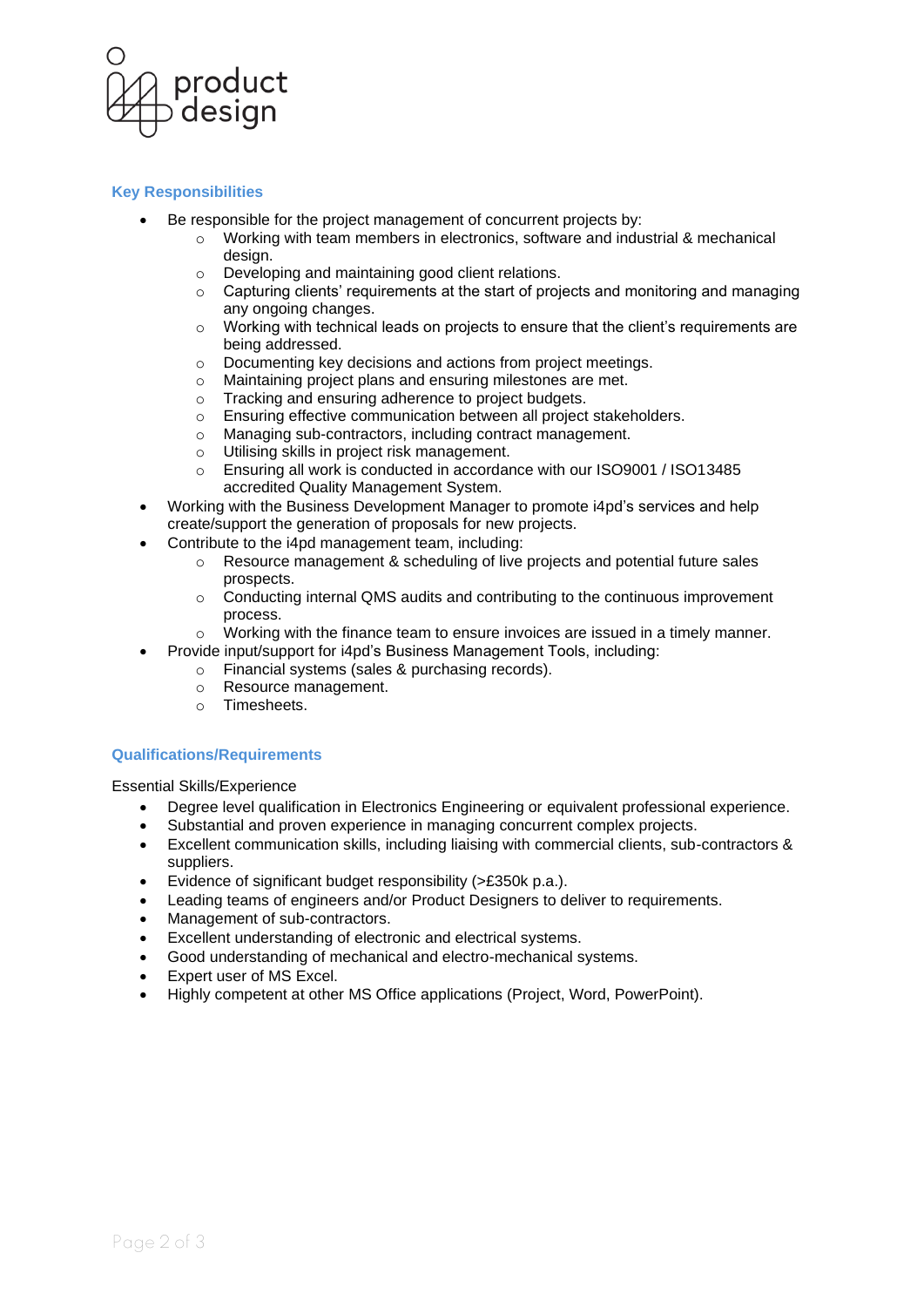## Key Responsibilities

- Be responsible for the project management of concurrent projects by:
  - Working with team members in electronics, software and industrial & mechanical design.
  - Developing and maintaining good client relations.
  - Capturing clients' requirements at the start of projects and monitoring and managing any ongoing changes.
  - Working with technical leads on projects to ensure that the client's requirements are being addressed.
  - Documenting key decisions and actions from project meetings.
  - Maintaining project plans and ensuring milestones are met.
  - Tracking and ensuring adherence to project budgets.
  - Ensuring effective communication between all project stakeholders.
  - Managing sub-contractors, including contract management.
  - Utilising skills in project risk management.
  - Ensuring all work is conducted in accordance with our ISO9001 / ISO13485 accredited Quality Management System.
- Working with the Business Development Manager to promote i4pd's services and help create/support the generation of proposals for new projects.
- Contribute to the i4pd management team, including:
  - Resource management & scheduling of live projects and potential future sales prospects.
  - Conducting internal QMS audits and contributing to the continuous improvement process.
  - Working with the finance team to ensure invoices are issued in a timely manner.
- Provide input/support for i4pd's Business Management Tools, including:
  - Financial systems (sales & purchasing records).
  - Resource management.
  - Timesheets.

## Qualifications/Requirements

Essential Skills/Experience

- Degree level qualification in Electronics Engineering or equivalent professional experience.
- Substantial and proven experience in managing concurrent complex projects.
- Excellent communication skills, including liaising with commercial clients, sub-contractors & suppliers.
- Evidence of significant budget responsibility (>£350k p.a.).
- Leading teams of engineers and/or Product Designers to deliver to requirements.
- Management of sub-contractors.
- Excellent understanding of electronic and electrical systems.
- Good understanding of mechanical and electro-mechanical systems.
- Expert user of MS Excel.
- Highly competent at other MS Office applications (Project, Word, PowerPoint).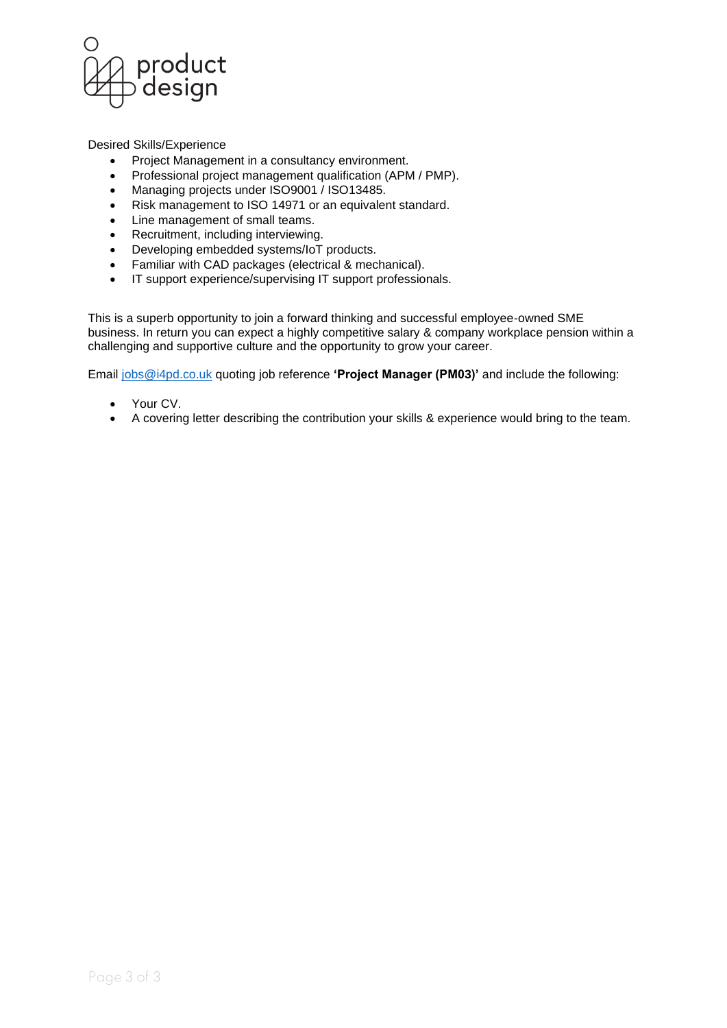Desired Skills/Experience

- Project Management in a consultancy environment.
- Professional project management qualification (APM / PMP).
- Managing projects under ISO9001 / ISO13485.
- Risk management to ISO 14971 or an equivalent standard.
- Line management of small teams.
- Recruitment, including interviewing.
- Developing embedded systems/IoT products.
- Familiar with CAD packages (electrical & mechanical).
- IT support experience/supervising IT support professionals.

This is a superb opportunity to join a forward thinking and successful employee-owned SME business. In return you can expect a highly competitive salary & company workplace pension within a challenging and supportive culture and the opportunity to grow your career.

Email jobs@i4pd.co.uk quoting job reference **'Project Manager (PM03)'** and include the following:

- Your CV.
- A covering letter describing the contribution your skills & experience would bring to the team.